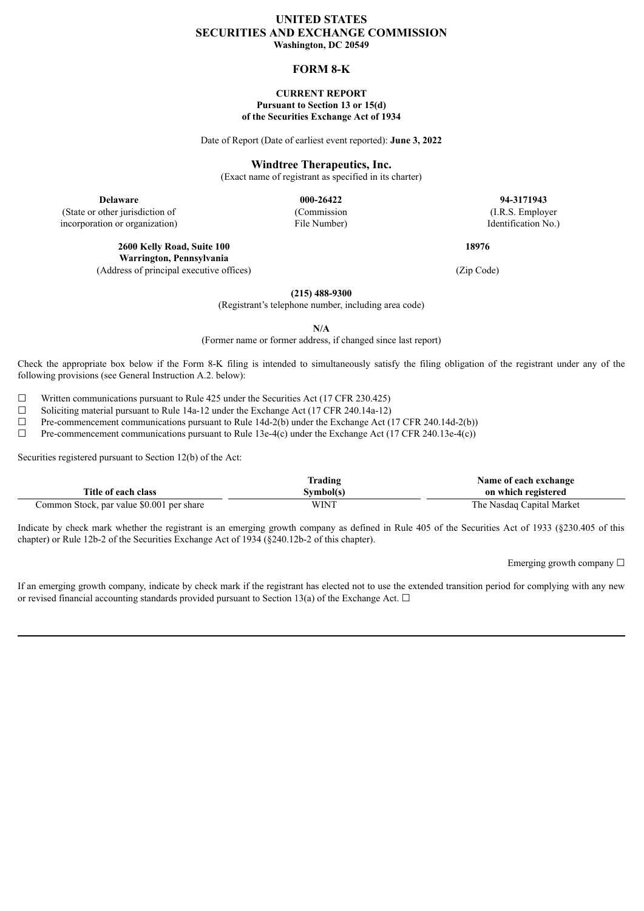# UNITED STATES
# SECURITIES AND EXCHANGE COMMISSION
**Washington, DC 20549**

## FORM 8-K

**CURRENT REPORT**
**Pursuant to Section 13 or 15(d)**
**of the Securities Exchange Act of 1934**

Date of Report (Date of earliest event reported): **June 3, 2022**

**Windtree Therapeutics, Inc.**
(Exact name of registrant as specified in its charter)

| **Delaware** | **000-26422** | **94-3171943** |
|---|---|---|
| (State or other jurisdiction of incorporation or organization) | (Commission File Number) | (I.R.S. Employer Identification No.) |

| **2600 Kelly Road, Suite 100 Warrington, Pennsylvania** | **18976** |
|---|---|
| (Address of principal executive offices) | (Zip Code) |

**(215) 488-9300**
(Registrant's telephone number, including area code)

**N/A**
(Former name or former address, if changed since last report)

Check the appropriate box below if the Form 8-K filing is intended to simultaneously satisfy the filing obligation of the registrant under any of the following provisions (see General Instruction A.2. below):

☐ Written communications pursuant to Rule 425 under the Securities Act (17 CFR 230.425)
☐ Soliciting material pursuant to Rule 14a-12 under the Exchange Act (17 CFR 240.14a-12)
☐ Pre-commencement communications pursuant to Rule 14d-2(b) under the Exchange Act (17 CFR 240.14d-2(b))
☐ Pre-commencement communications pursuant to Rule 13e-4(c) under the Exchange Act (17 CFR 240.13e-4(c))

Securities registered pursuant to Section 12(b) of the Act:

| Title of each class | Trading Symbol(s) | Name of each exchange on which registered |
|---|---|---|
| Common Stock, par value $0.001 per share | WINT | The Nasdaq Capital Market |

Indicate by check mark whether the registrant is an emerging growth company as defined in Rule 405 of the Securities Act of 1933 (§230.405 of this chapter) or Rule 12b-2 of the Securities Exchange Act of 1934 (§240.12b-2 of this chapter).

Emerging growth company ☐

If an emerging growth company, indicate by check mark if the registrant has elected not to use the extended transition period for complying with any new or revised financial accounting standards provided pursuant to Section 13(a) of the Exchange Act. ☐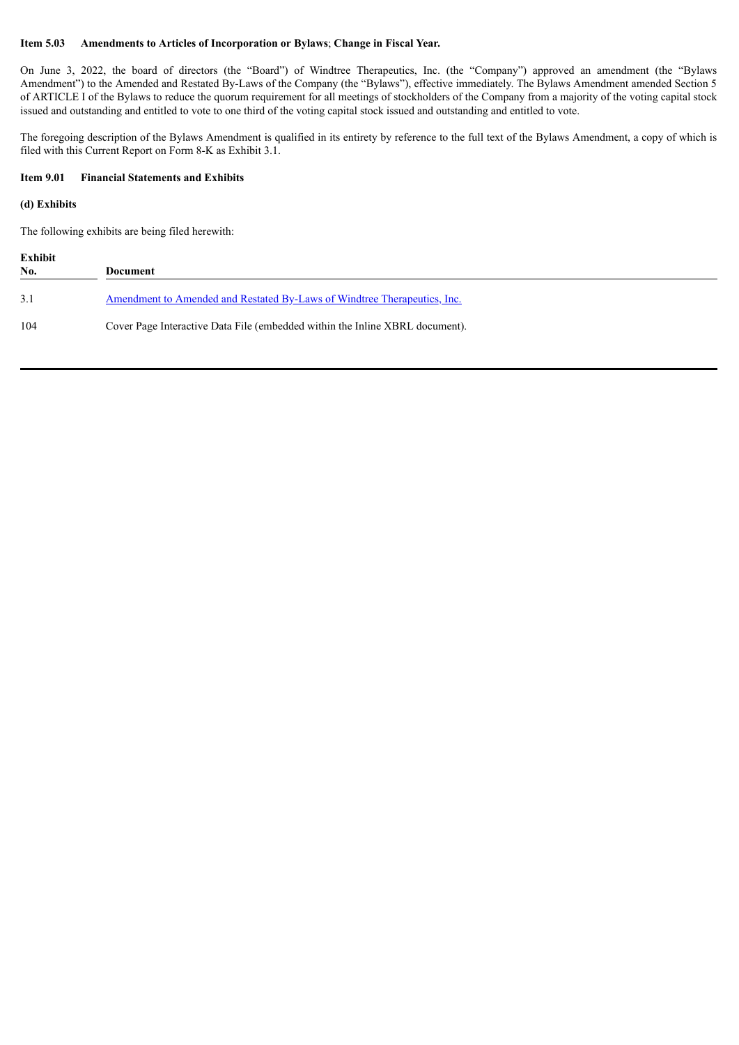**Item 5.03 Amendments to Articles of Incorporation or Bylaws; Change in Fiscal Year.**

On June 3, 2022, the board of directors (the "Board") of Windtree Therapeutics, Inc. (the "Company") approved an amendment (the "Bylaws Amendment") to the Amended and Restated By-Laws of the Company (the "Bylaws"), effective immediately. The Bylaws Amendment amended Section 5 of ARTICLE I of the Bylaws to reduce the quorum requirement for all meetings of stockholders of the Company from a majority of the voting capital stock issued and outstanding and entitled to vote to one third of the voting capital stock issued and outstanding and entitled to vote.

The foregoing description of the Bylaws Amendment is qualified in its entirety by reference to the full text of the Bylaws Amendment, a copy of which is filed with this Current Report on Form 8-K as Exhibit 3.1.

**Item 9.01 Financial Statements and Exhibits**

**(d) Exhibits**

The following exhibits are being filed herewith:

| Exhibit No. | Document |
|---|---|
| 3.1 | Amendment to Amended and Restated By-Laws of Windtree Therapeutics, Inc. |
| 104 | Cover Page Interactive Data File (embedded within the Inline XBRL document). |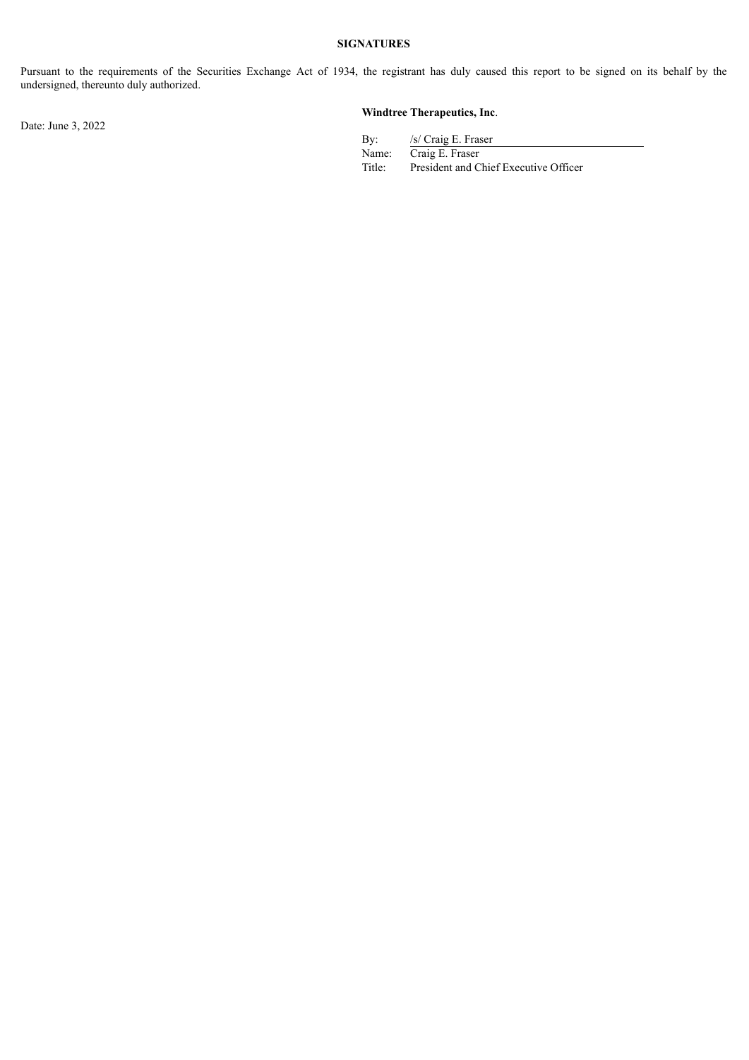**SIGNATURES**

Pursuant to the requirements of the Securities Exchange Act of 1934, the registrant has duly caused this report to be signed on its behalf by the undersigned, thereunto duly authorized.

Date: June 3, 2022

**Windtree Therapeutics, Inc**.

By: /s/ Craig E. Fraser
Name: Craig E. Fraser
Title: President and Chief Executive Officer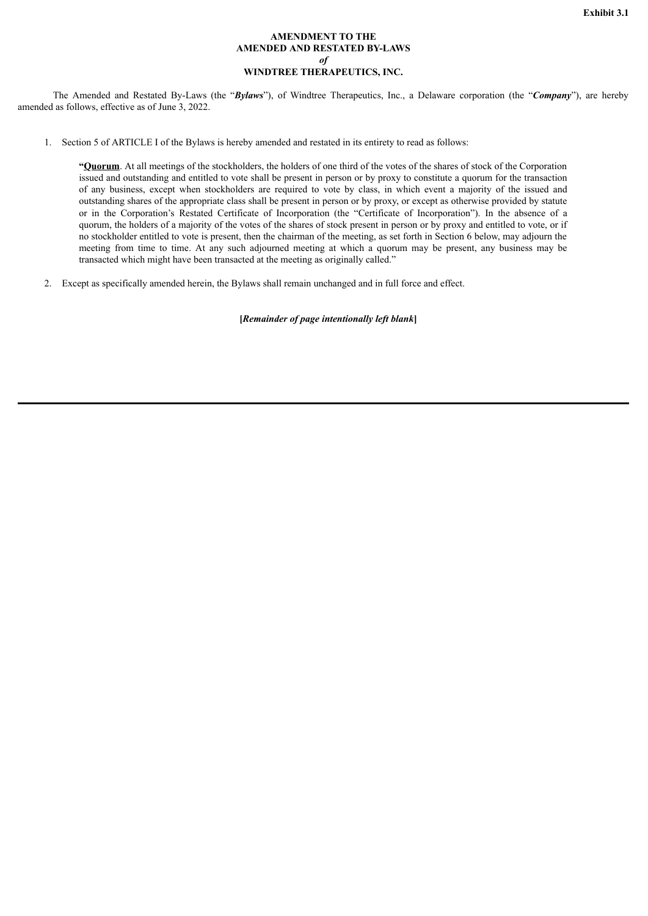**Exhibit 3.1**

**AMENDMENT TO THE**
**AMENDED AND RESTATED BY-LAWS**
***of***
**WINDTREE THERAPEUTICS, INC.**

The Amended and Restated By-Laws (the "***Bylaws***"), of Windtree Therapeutics, Inc., a Delaware corporation (the "***Company***"), are hereby amended as follows, effective as of June 3, 2022.

1. Section 5 of ARTICLE I of the Bylaws is hereby amended and restated in its entirety to read as follows:

   **"Quorum**. At all meetings of the stockholders, the holders of one third of the votes of the shares of stock of the Corporation issued and outstanding and entitled to vote shall be present in person or by proxy to constitute a quorum for the transaction of any business, except when stockholders are required to vote by class, in which event a majority of the issued and outstanding shares of the appropriate class shall be present in person or by proxy, or except as otherwise provided by statute or in the Corporation's Restated Certificate of Incorporation (the "Certificate of Incorporation"). In the absence of a quorum, the holders of a majority of the votes of the shares of stock present in person or by proxy and entitled to vote, or if no stockholder entitled to vote is present, then the chairman of the meeting, as set forth in Section 6 below, may adjourn the meeting from time to time. At any such adjourned meeting at which a quorum may be present, any business may be transacted which might have been transacted at the meeting as originally called."

2. Except as specifically amended herein, the Bylaws shall remain unchanged and in full force and effect.

**[*Remainder of page intentionally left blank*]**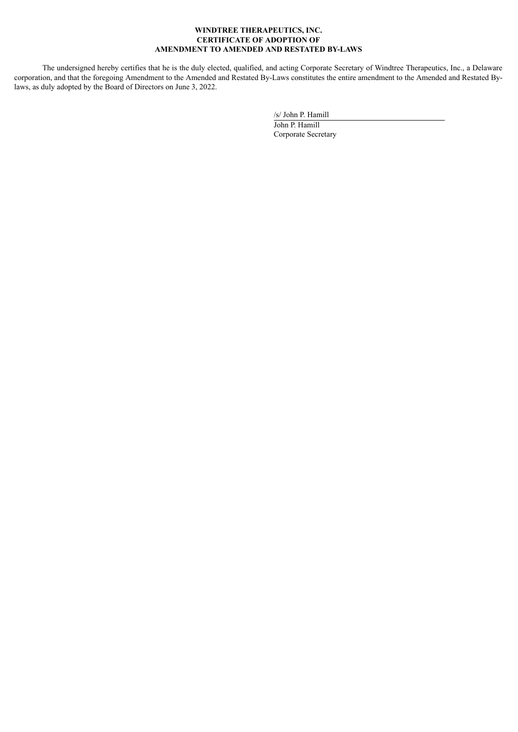**WINDTREE THERAPEUTICS, INC.**
**CERTIFICATE OF ADOPTION OF**
**AMENDMENT TO AMENDED AND RESTATED BY-LAWS**

The undersigned hereby certifies that he is the duly elected, qualified, and acting Corporate Secretary of Windtree Therapeutics, Inc., a Delaware corporation, and that the foregoing Amendment to the Amended and Restated By-Laws constitutes the entire amendment to the Amended and Restated By-laws, as duly adopted by the Board of Directors on June 3, 2022.

/s/ John P. Hamill
John P. Hamill
Corporate Secretary